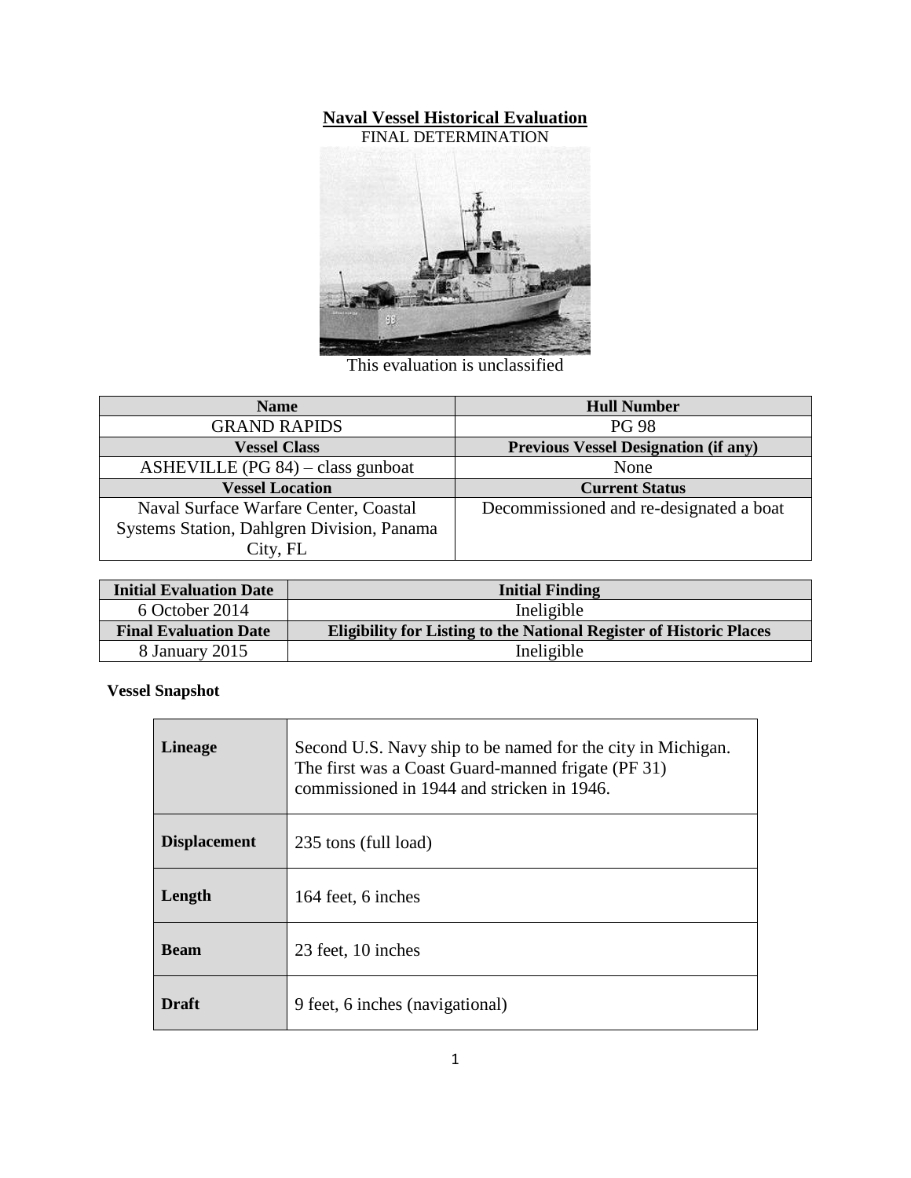# Naval Vessel Historical Evaluation

FINAL DETERMINATION

This evaluation is unclassified

| Name | Hull Number |
|---|---|
| GRAND RAPIDS | PG 98 |
| **Vessel Class** | **Previous Vessel Designation (if any)** |
| ASHEVILLE (PG 84) – class gunboat | None |
| **Vessel Location** | **Current Status** |
| Naval Surface Warfare Center, Coastal Systems Station, Dahlgren Division, Panama City, FL | Decommissioned and re-designated a boat |

| Initial Evaluation Date | Initial Finding |
|---|---|
| 6 October 2014 | Ineligible |
| **Final Evaluation Date** | **Eligibility for Listing to the National Register of Historic Places** |
| 8 January 2015 | Ineligible |

**Vessel Snapshot**

| | |
|---|---|
| **Lineage** | Second U.S. Navy ship to be named for the city in Michigan. The first was a Coast Guard-manned frigate (PF 31) commissioned in 1944 and stricken in 1946. |
| **Displacement** | 235 tons (full load) |
| **Length** | 164 feet, 6 inches |
| **Beam** | 23 feet, 10 inches |
| **Draft** | 9 feet, 6 inches (navigational) |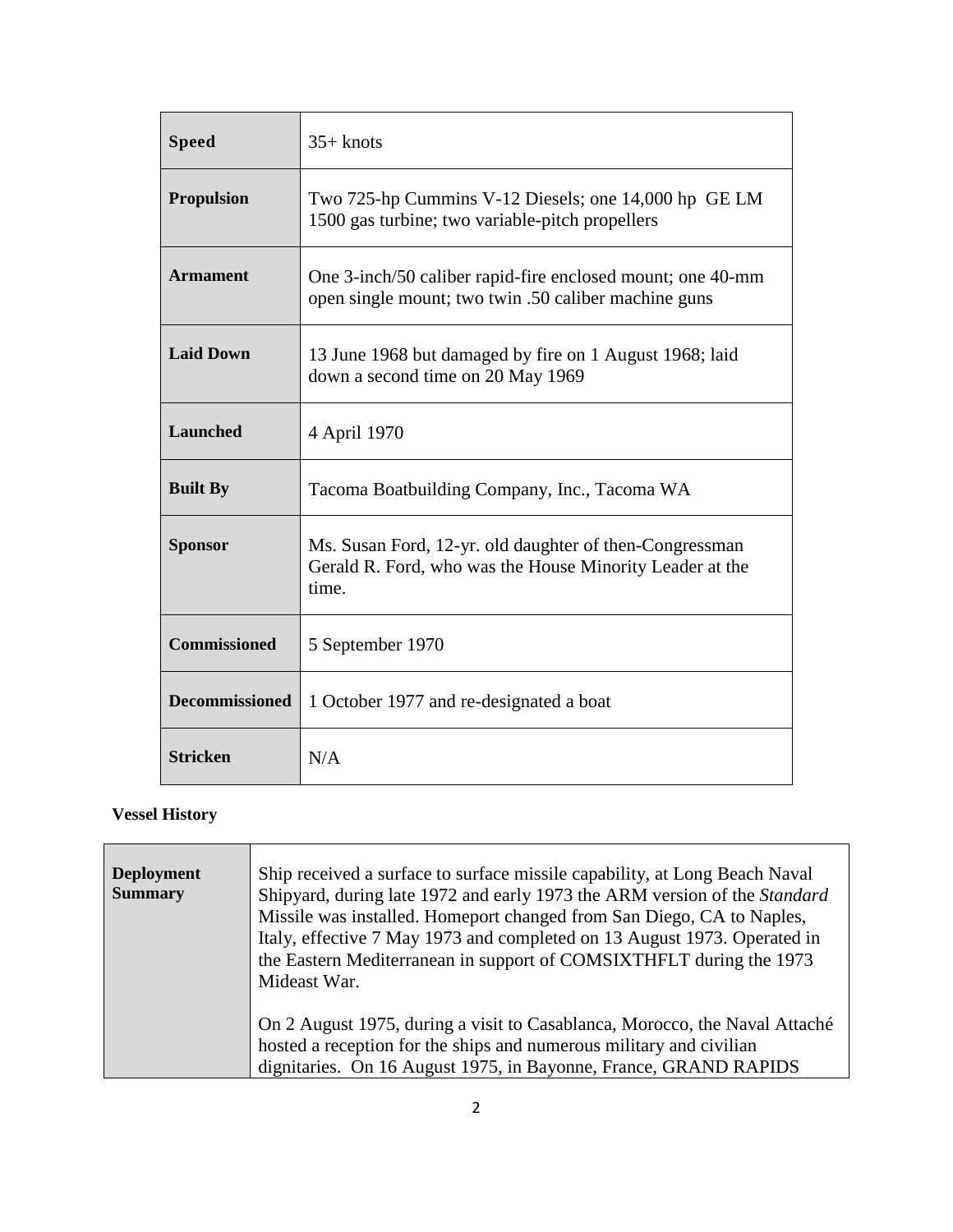| | |
|---|---|
| **Speed** | 35+ knots |
| **Propulsion** | Two 725-hp Cummins V-12 Diesels; one 14,000 hp GE LM 1500 gas turbine; two variable-pitch propellers |
| **Armament** | One 3-inch/50 caliber rapid-fire enclosed mount; one 40-mm open single mount; two twin .50 caliber machine guns |
| **Laid Down** | 13 June 1968 but damaged by fire on 1 August 1968; laid down a second time on 20 May 1969 |
| **Launched** | 4 April 1970 |
| **Built By** | Tacoma Boatbuilding Company, Inc., Tacoma WA |
| **Sponsor** | Ms. Susan Ford, 12-yr. old daughter of then-Congressman Gerald R. Ford, who was the House Minority Leader at the time. |
| **Commissioned** | 5 September 1970 |
| **Decommissioned** | 1 October 1977 and re-designated a boat |
| **Stricken** | N/A |

**Vessel History**

| | |
|---|---|
| **Deployment Summary** | Ship received a surface to surface missile capability, at Long Beach Naval Shipyard, during late 1972 and early 1973 the ARM version of the *Standard* Missile was installed. Homeport changed from San Diego, CA to Naples, Italy, effective 7 May 1973 and completed on 13 August 1973. Operated in the Eastern Mediterranean in support of COMSIXTHFLT during the 1973 Mideast War.<br><br>On 2 August 1975, during a visit to Casablanca, Morocco, the Naval Attaché hosted a reception for the ships and numerous military and civilian dignitaries. On 16 August 1975, in Bayonne, France, GRAND RAPIDS |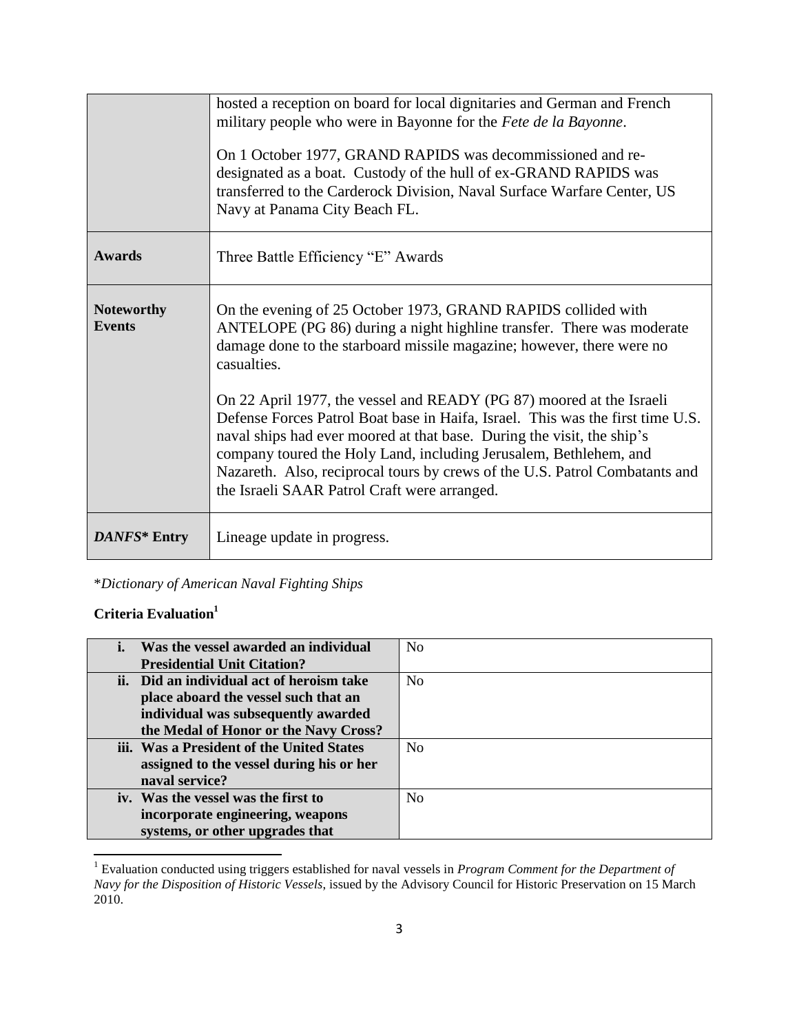| | |
|---|---|
| | hosted a reception on board for local dignitaries and German and French military people who were in Bayonne for the *Fete de la Bayonne*.<br><br>On 1 October 1977, GRAND RAPIDS was decommissioned and re-designated as a boat. Custody of the hull of ex-GRAND RAPIDS was transferred to the Carderock Division, Naval Surface Warfare Center, US Navy at Panama City Beach FL. |
| **Awards** | Three Battle Efficiency "E" Awards |
| **Noteworthy Events** | On the evening of 25 October 1973, GRAND RAPIDS collided with ANTELOPE (PG 86) during a night highline transfer. There was moderate damage done to the starboard missile magazine; however, there were no casualties.<br><br>On 22 April 1977, the vessel and READY (PG 87) moored at the Israeli Defense Forces Patrol Boat base in Haifa, Israel. This was the first time U.S. naval ships had ever moored at that base. During the visit, the ship's company toured the Holy Land, including Jerusalem, Bethlehem, and Nazareth. Also, reciprocal tours by crews of the U.S. Patrol Combatants and the Israeli SAAR Patrol Craft were arranged. |
| ***DANFS*\* Entry** | Lineage update in progress. |

\**Dictionary of American Naval Fighting Ships*

**Criteria Evaluation[1]**

| | |
|---|---|
| **i. Was the vessel awarded an individual Presidential Unit Citation?** | No |
| **ii. Did an individual act of heroism take place aboard the vessel such that an individual was subsequently awarded the Medal of Honor or the Navy Cross?** | No |
| **iii. Was a President of the United States assigned to the vessel during his or her naval service?** | No |
| **iv. Was the vessel was the first to incorporate engineering, weapons systems, or other upgrades that** | No |

[1] Evaluation conducted using triggers established for naval vessels in *Program Comment for the Department of Navy for the Disposition of Historic Vessels*, issued by the Advisory Council for Historic Preservation on 15 March 2010.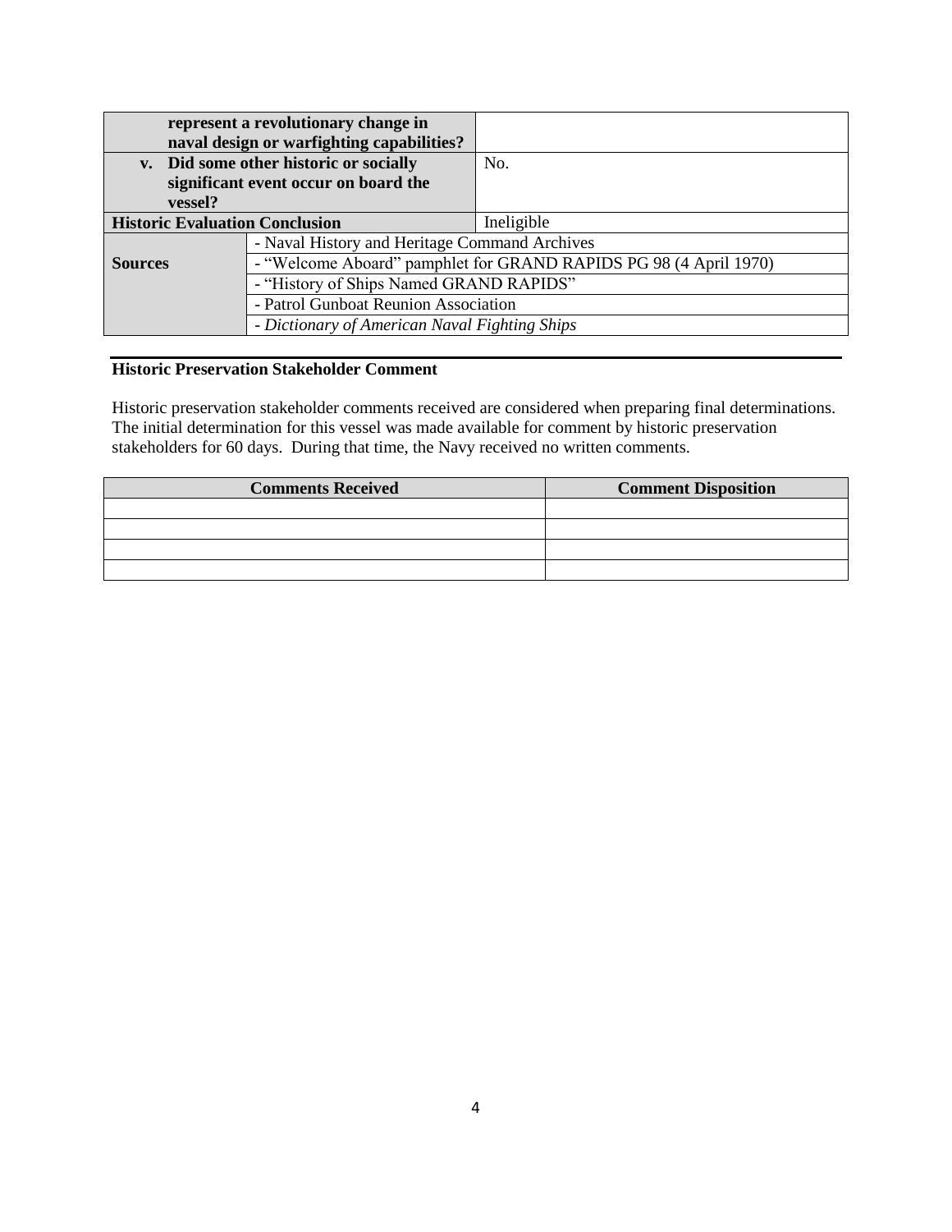| | | |
|---|---|---|
| **represent a revolutionary change in naval design or warfighting capabilities?** | | |
| **v. Did some other historic or socially significant event occur on board the vessel?** | | No. |
| **Historic Evaluation Conclusion** | | Ineligible |
| **Sources** | - Naval History and Heritage Command Archives | |
| | - "Welcome Aboard" pamphlet for GRAND RAPIDS PG 98 (4 April 1970) | |
| | - "History of Ships Named GRAND RAPIDS" | |
| | - Patrol Gunboat Reunion Association | |
| | - *Dictionary of American Naval Fighting Ships* | |

## Historic Preservation Stakeholder Comment

Historic preservation stakeholder comments received are considered when preparing final determinations. The initial determination for this vessel was made available for comment by historic preservation stakeholders for 60 days. During that time, the Navy received no written comments.

| Comments Received | Comment Disposition |
|---|---|
| | |
| | |
| | |
| | |